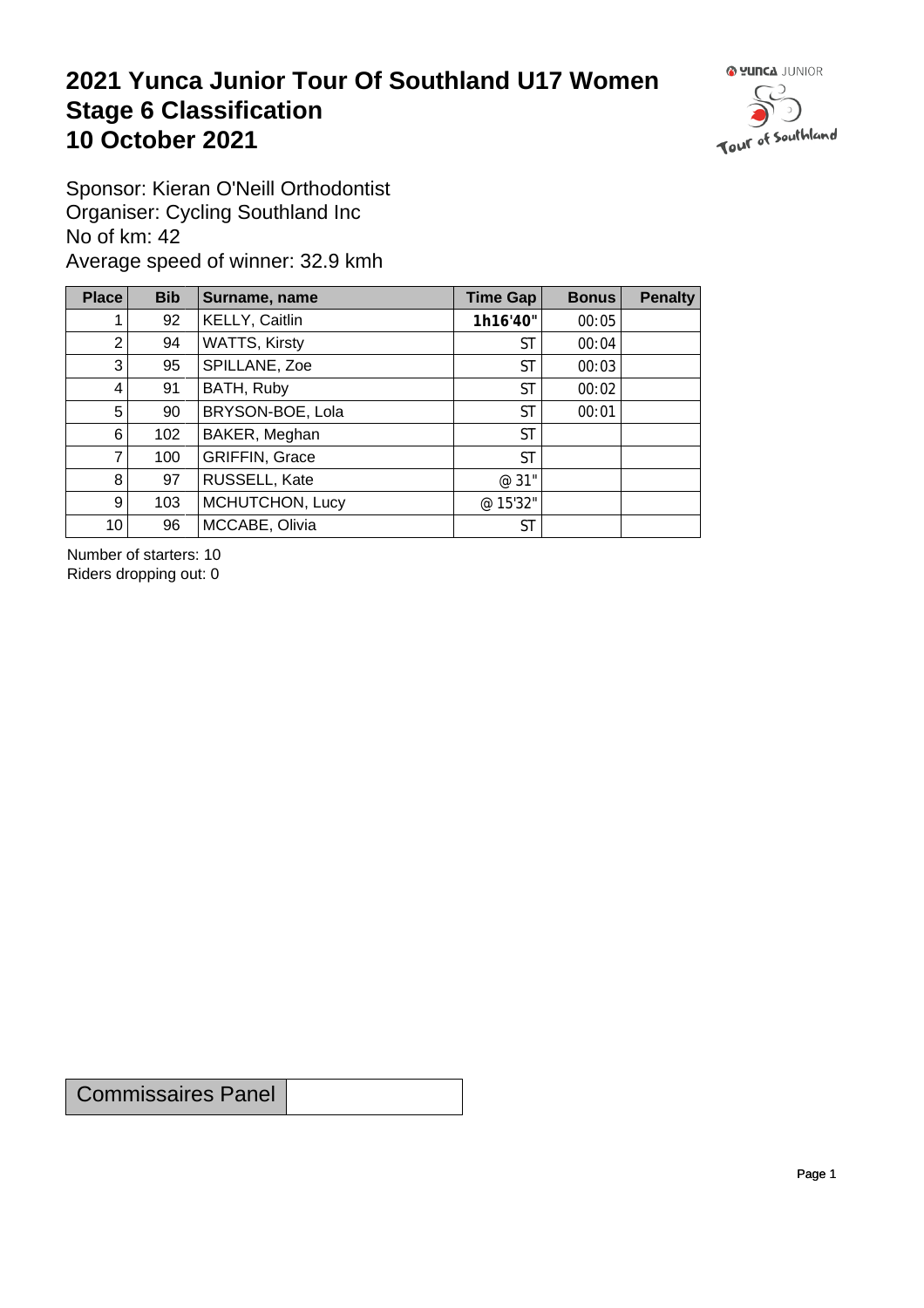# 2021 Yunca Junior Tour Of Southland U17 Women
# Stage 6 Classification
# 10 October 2021

Sponsor: Kieran O'Neill Orthodontist
Organiser: Cycling Southland Inc
No of km: 42
Average speed of winner: 32.9 kmh

| Place | Bib | Surname, name | Time Gap | Bonus | Penalty |
|---|---|---|---|---|---|
| 1 | 92 | KELLY, Caitlin | **1h16'40"** | 00:05 | |
| 2 | 94 | WATTS, Kirsty | ST | 00:04 | |
| 3 | 95 | SPILLANE, Zoe | ST | 00:03 | |
| 4 | 91 | BATH, Ruby | ST | 00:02 | |
| 5 | 90 | BRYSON-BOE, Lola | ST | 00:01 | |
| 6 | 102 | BAKER, Meghan | ST | | |
| 7 | 100 | GRIFFIN, Grace | ST | | |
| 8 | 97 | RUSSELL, Kate | @ 31" | | |
| 9 | 103 | MCHUTCHON, Lucy | @ 15'32" | | |
| 10 | 96 | MCCABE, Olivia | ST | | |

Number of starters: 10
Riders dropping out: 0

| Commissaires Panel | |
|---|---|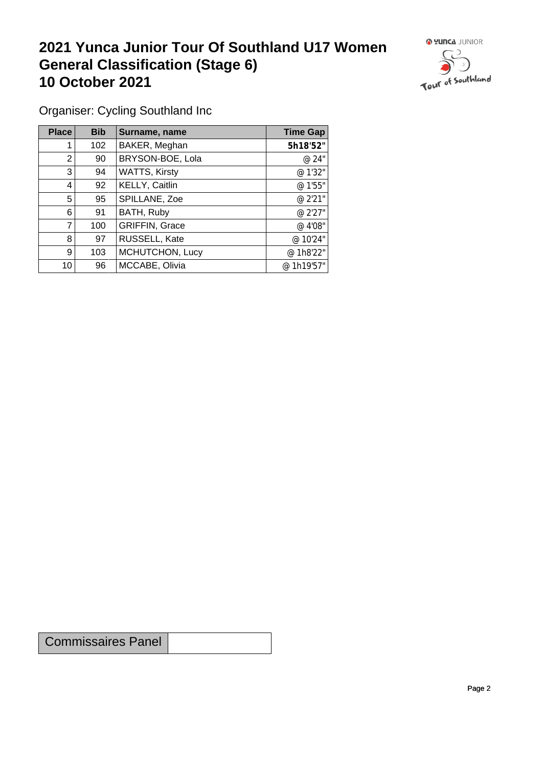# 2021 Yunca Junior Tour Of Southland U17 Women
# General Classification (Stage 6)
# 10 October 2021

Organiser: Cycling Southland Inc

| Place | Bib | Surname, name | Time Gap |
|---|---|---|---|
| 1 | 102 | BAKER, Meghan | **5h18'52"** |
| 2 | 90 | BRYSON-BOE, Lola | @ 24" |
| 3 | 94 | WATTS, Kirsty | @ 1'32" |
| 4 | 92 | KELLY, Caitlin | @ 1'55" |
| 5 | 95 | SPILLANE, Zoe | @ 2'21" |
| 6 | 91 | BATH, Ruby | @ 2'27" |
| 7 | 100 | GRIFFIN, Grace | @ 4'08" |
| 8 | 97 | RUSSELL, Kate | @ 10'24" |
| 9 | 103 | MCHUTCHON, Lucy | @ 1h8'22" |
| 10 | 96 | MCCABE, Olivia | @ 1h19'57" |

| Commissaires Panel | |
|---|---|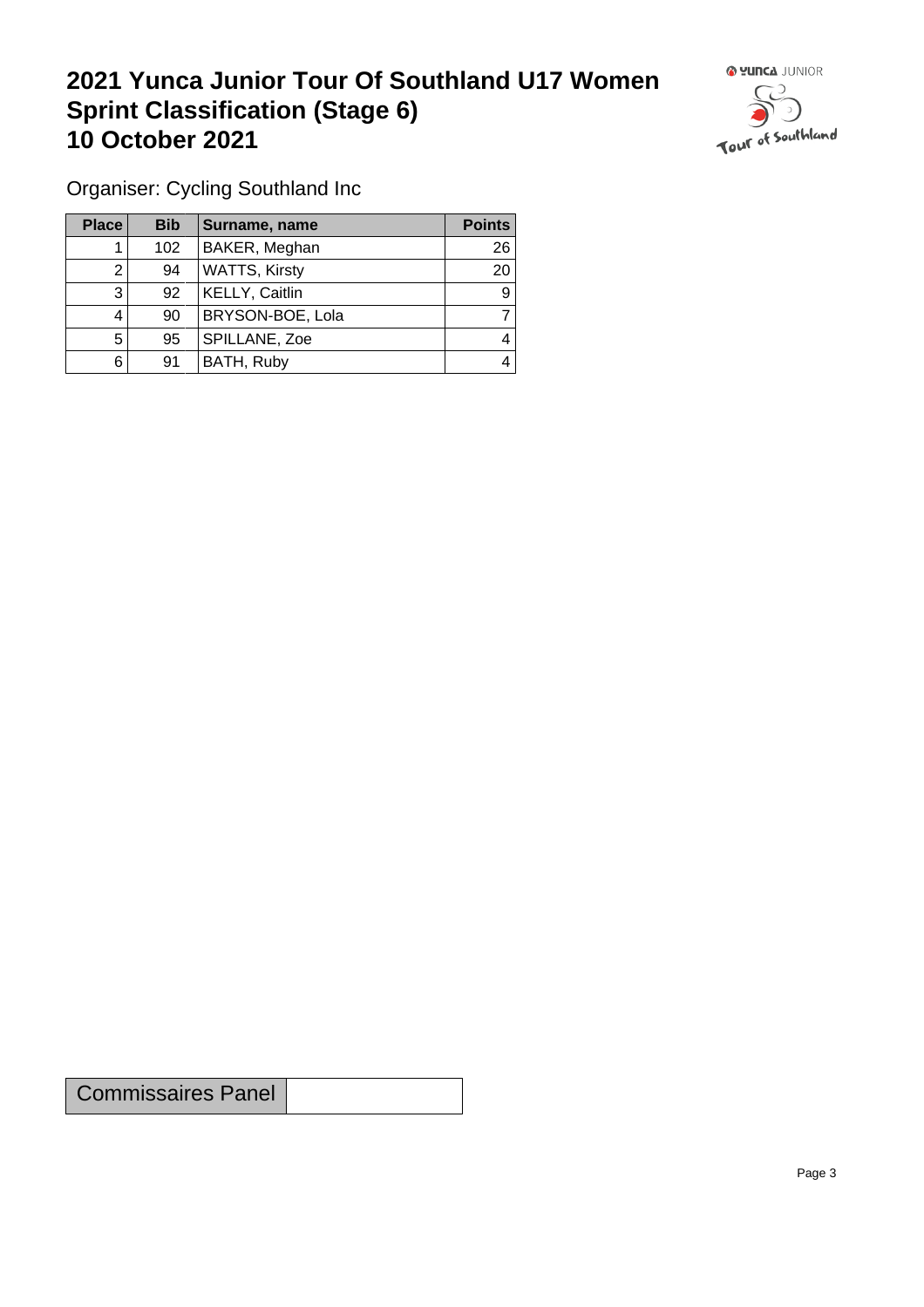# 2021 Yunca Junior Tour Of Southland U17 Women Sprint Classification (Stage 6) 10 October 2021

Organiser: Cycling Southland Inc

| Place | Bib | Surname, name | Points |
|---|---|---|---|
| 1 | 102 | BAKER, Meghan | 26 |
| 2 | 94 | WATTS, Kirsty | 20 |
| 3 | 92 | KELLY, Caitlin | 9 |
| 4 | 90 | BRYSON-BOE, Lola | 7 |
| 5 | 95 | SPILLANE, Zoe | 4 |
| 6 | 91 | BATH, Ruby | 4 |

| Commissaires Panel | |
|---|---|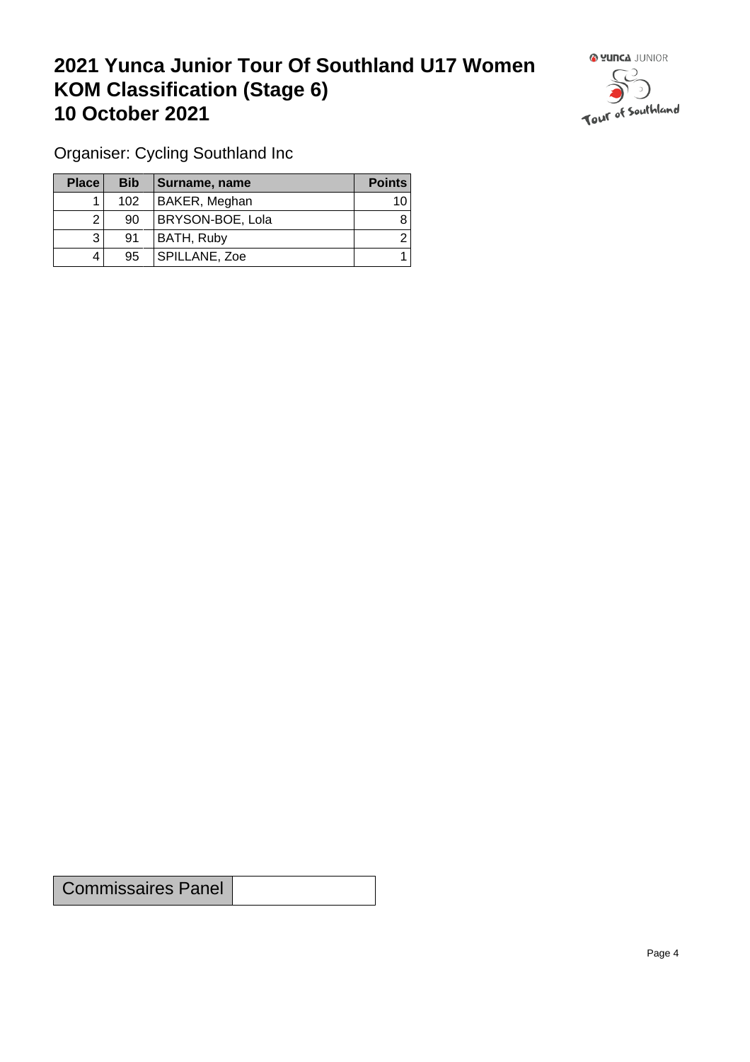# 2021 Yunca Junior Tour Of Southland U17 Women KOM Classification (Stage 6) 10 October 2021

Organiser: Cycling Southland Inc

| Place | Bib | Surname, name | Points |
|---|---|---|---|
| 1 | 102 | BAKER, Meghan | 10 |
| 2 | 90 | BRYSON-BOE, Lola | 8 |
| 3 | 91 | BATH, Ruby | 2 |
| 4 | 95 | SPILLANE, Zoe | 1 |

| Commissaires Panel | |
|---|---|